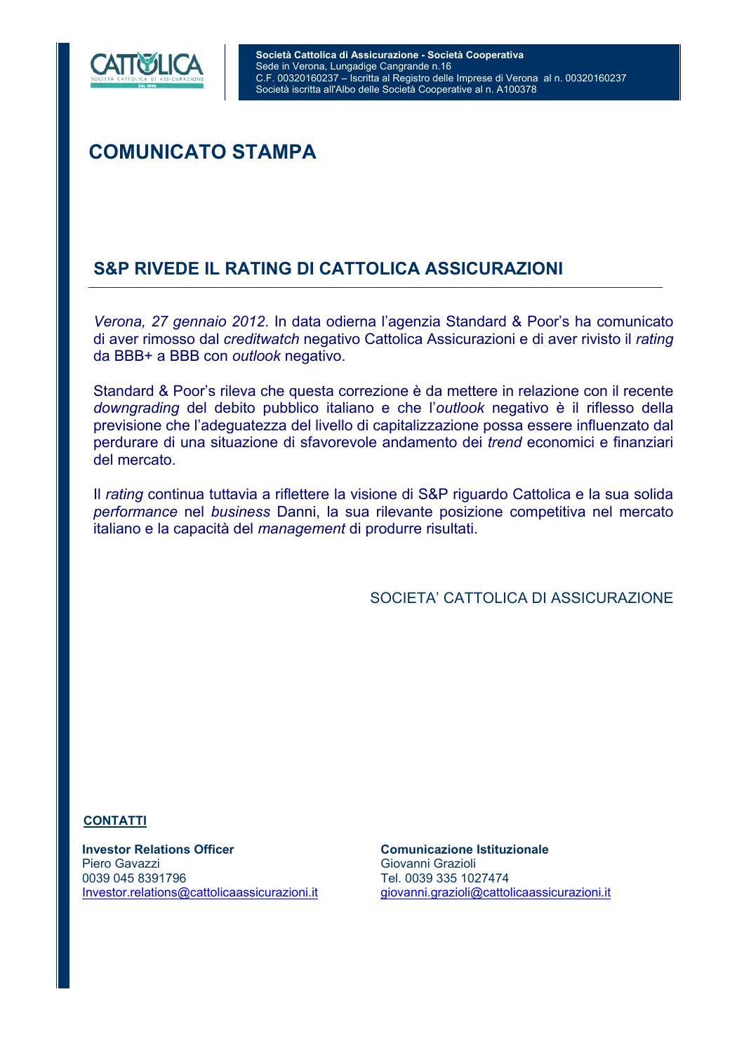**Società Cattolica di Assicurazione - Società Cooperativa**
Sede in Verona, Lungadige Cangrande n.16
C.F. 00320160237 – Iscritta al Registro delle Imprese di Verona al n. 00320160237
Società iscritta all'Albo delle Società Cooperative al n. A100378

# COMUNICATO STAMPA

## S&P RIVEDE IL RATING DI CATTOLICA ASSICURAZIONI

*Verona, 27 gennaio 2012*. In data odierna l'agenzia Standard & Poor's ha comunicato di aver rimosso dal *creditwatch* negativo Cattolica Assicurazioni e di aver rivisto il *rating* da BBB+ a BBB con *outlook* negativo.

Standard & Poor's rileva che questa correzione è da mettere in relazione con il recente *downgrading* del debito pubblico italiano e che l'*outlook* negativo è il riflesso della previsione che l'adeguatezza del livello di capitalizzazione possa essere influenzato dal perdurare di una situazione di sfavorevole andamento dei *trend* economici e finanziari del mercato.

Il *rating* continua tuttavia a riflettere la visione di S&P riguardo Cattolica e la sua solida *performance* nel *business* Danni, la sua rilevante posizione competitiva nel mercato italiano e la capacità del *management* di produrre risultati.

SOCIETA' CATTOLICA DI ASSICURAZIONE

**CONTATTI**

**Investor Relations Officer**
Piero Gavazzi
0039 045 8391796
Investor.relations@cattolicaassicurazioni.it

**Comunicazione Istituzionale**
Giovanni Grazioli
Tel. 0039 335 1027474
giovanni.grazioli@cattolicaassicurazioni.it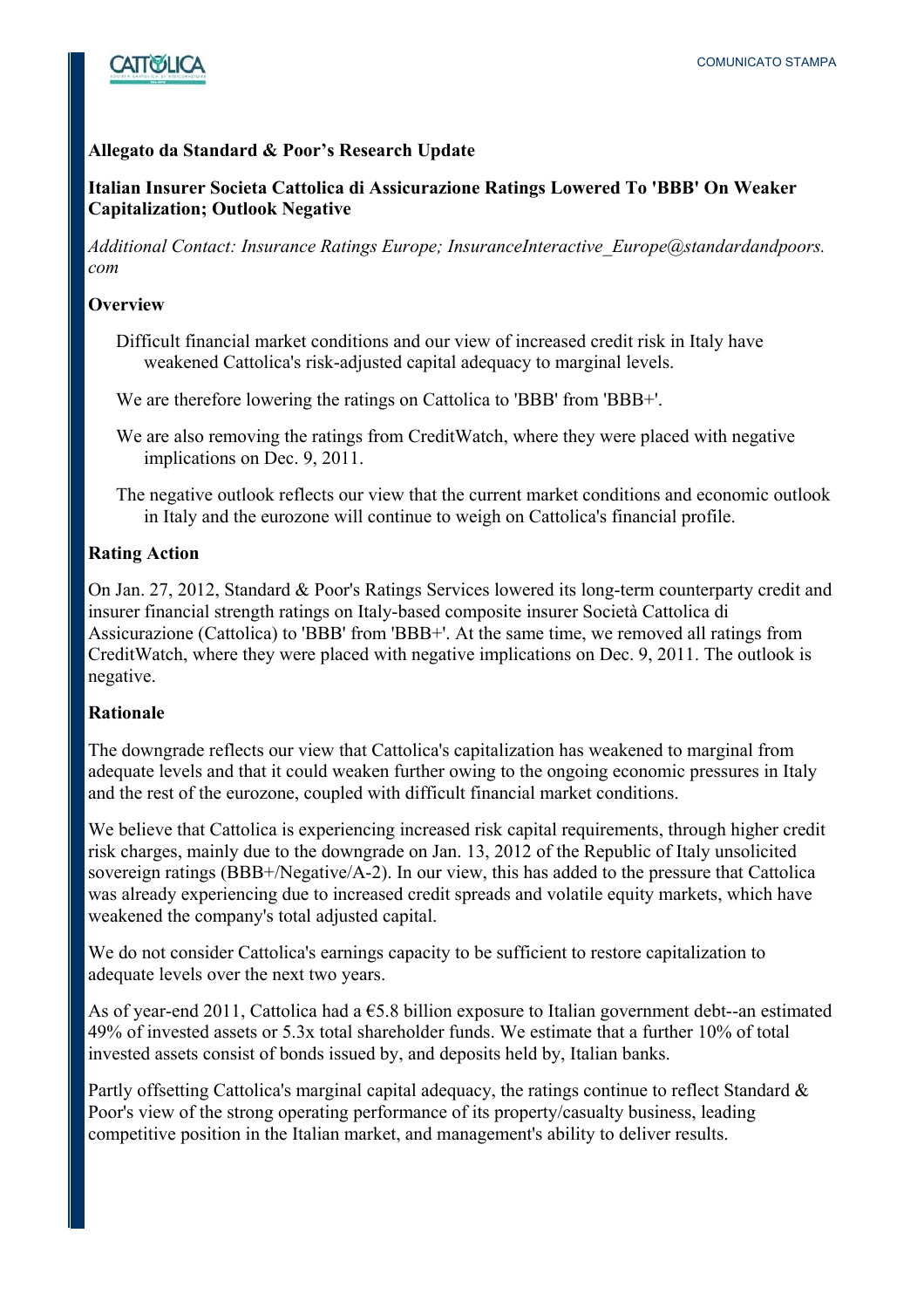**Allegato da Standard & Poor's Research Update**

**Italian Insurer Societa Cattolica di Assicurazione Ratings Lowered To 'BBB' On Weaker Capitalization; Outlook Negative**

*Additional Contact: Insurance Ratings Europe; InsuranceInteractive_Europe@standardandpoors.com*

**Overview**

- Difficult financial market conditions and our view of increased credit risk in Italy have weakened Cattolica's risk-adjusted capital adequacy to marginal levels.
- We are therefore lowering the ratings on Cattolica to 'BBB' from 'BBB+'.
- We are also removing the ratings from CreditWatch, where they were placed with negative implications on Dec. 9, 2011.
- The negative outlook reflects our view that the current market conditions and economic outlook in Italy and the eurozone will continue to weigh on Cattolica's financial profile.

**Rating Action**

On Jan. 27, 2012, Standard & Poor's Ratings Services lowered its long-term counterparty credit and insurer financial strength ratings on Italy-based composite insurer Società Cattolica di Assicurazione (Cattolica) to 'BBB' from 'BBB+'. At the same time, we removed all ratings from CreditWatch, where they were placed with negative implications on Dec. 9, 2011. The outlook is negative.

**Rationale**

The downgrade reflects our view that Cattolica's capitalization has weakened to marginal from adequate levels and that it could weaken further owing to the ongoing economic pressures in Italy and the rest of the eurozone, coupled with difficult financial market conditions.

We believe that Cattolica is experiencing increased risk capital requirements, through higher credit risk charges, mainly due to the downgrade on Jan. 13, 2012 of the Republic of Italy unsolicited sovereign ratings (BBB+/Negative/A-2). In our view, this has added to the pressure that Cattolica was already experiencing due to increased credit spreads and volatile equity markets, which have weakened the company's total adjusted capital.

We do not consider Cattolica's earnings capacity to be sufficient to restore capitalization to adequate levels over the next two years.

As of year-end 2011, Cattolica had a €5.8 billion exposure to Italian government debt--an estimated 49% of invested assets or 5.3x total shareholder funds. We estimate that a further 10% of total invested assets consist of bonds issued by, and deposits held by, Italian banks.

Partly offsetting Cattolica's marginal capital adequacy, the ratings continue to reflect Standard & Poor's view of the strong operating performance of its property/casualty business, leading competitive position in the Italian market, and management's ability to deliver results.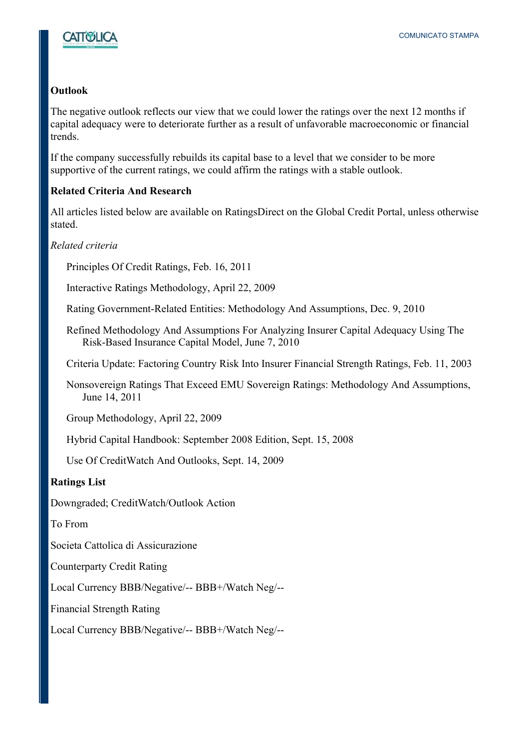**Outlook**

The negative outlook reflects our view that we could lower the ratings over the next 12 months if capital adequacy were to deteriorate further as a result of unfavorable macroeconomic or financial trends.

If the company successfully rebuilds its capital base to a level that we consider to be more supportive of the current ratings, we could affirm the ratings with a stable outlook.

**Related Criteria And Research**

All articles listed below are available on RatingsDirect on the Global Credit Portal, unless otherwise stated.

*Related criteria*

Principles Of Credit Ratings, Feb. 16, 2011

Interactive Ratings Methodology, April 22, 2009

Rating Government-Related Entities: Methodology And Assumptions, Dec. 9, 2010

Refined Methodology And Assumptions For Analyzing Insurer Capital Adequacy Using The Risk-Based Insurance Capital Model, June 7, 2010

Criteria Update: Factoring Country Risk Into Insurer Financial Strength Ratings, Feb. 11, 2003

Nonsovereign Ratings That Exceed EMU Sovereign Ratings: Methodology And Assumptions, June 14, 2011

Group Methodology, April 22, 2009

Hybrid Capital Handbook: September 2008 Edition, Sept. 15, 2008

Use Of CreditWatch And Outlooks, Sept. 14, 2009

**Ratings List**

Downgraded; CreditWatch/Outlook Action

To From

Societa Cattolica di Assicurazione

Counterparty Credit Rating

Local Currency BBB/Negative/-- BBB+/Watch Neg/--

Financial Strength Rating

Local Currency BBB/Negative/-- BBB+/Watch Neg/--